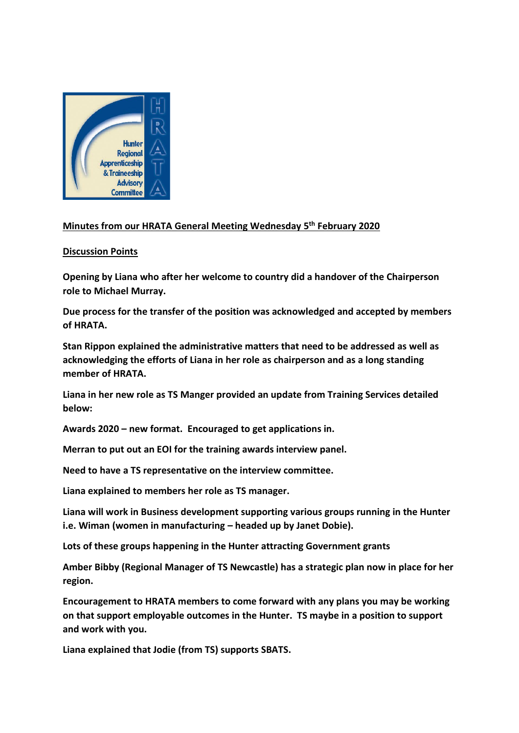Hunter Regional Apprenticeship & Traineeship Advisory Committee

HRATA

**Minutes from our HRATA General Meeting Wednesday 5th February 2020**

**Discussion Points**

**Opening by Liana who after her welcome to country did a handover of the Chairperson role to Michael Murray.**

**Due process for the transfer of the position was acknowledged and accepted by members of HRATA.**

**Stan Rippon explained the administrative matters that need to be addressed as well as acknowledging the efforts of Liana in her role as chairperson and as a long standing member of HRATA.**

**Liana in her new role as TS Manger provided an update from Training Services detailed below:**

**Awards 2020 – new format. Encouraged to get applications in.**

**Merran to put out an EOI for the training awards interview panel.**

**Need to have a TS representative on the interview committee.**

**Liana explained to members her role as TS manager.**

**Liana will work in Business development supporting various groups running in the Hunter i.e. Wiman (women in manufacturing – headed up by Janet Dobie).**

**Lots of these groups happening in the Hunter attracting Government grants**

**Amber Bibby (Regional Manager of TS Newcastle) has a strategic plan now in place for her region.**

**Encouragement to HRATA members to come forward with any plans you may be working on that support employable outcomes in the Hunter. TS maybe in a position to support and work with you.**

**Liana explained that Jodie (from TS) supports SBATS.**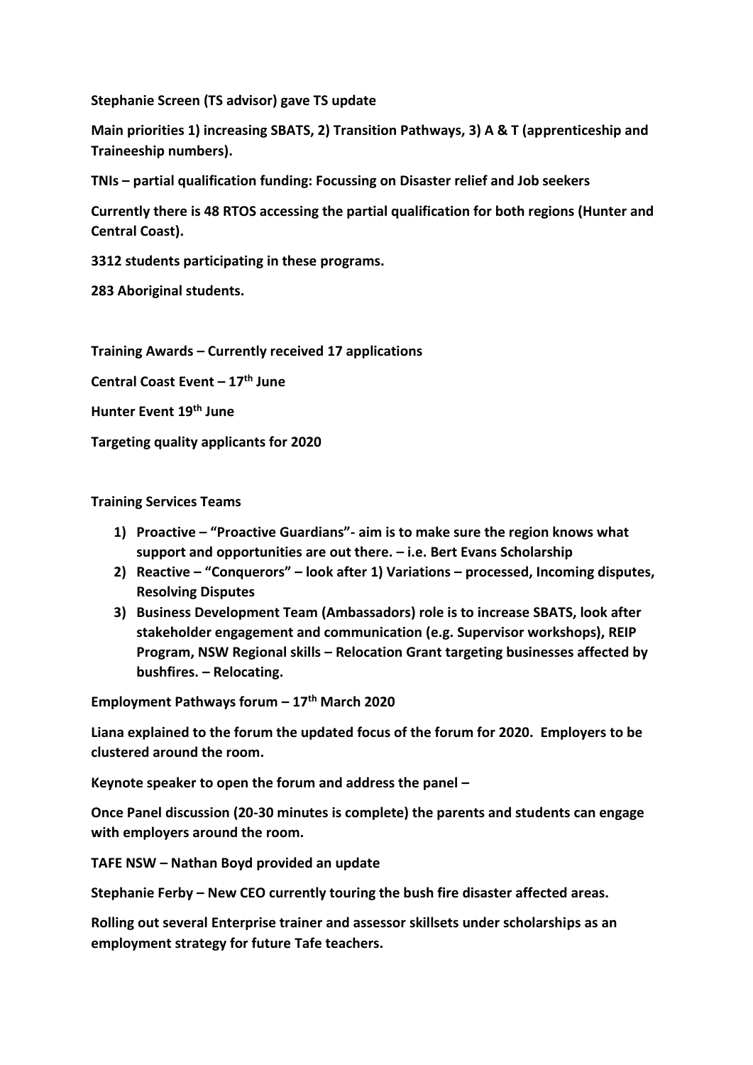**Stephanie Screen (TS advisor) gave TS update**

**Main priorities 1) increasing SBATS, 2) Transition Pathways, 3) A & T (apprenticeship and Traineeship numbers).**

**TNIs – partial qualification funding: Focussing on Disaster relief and Job seekers**

**Currently there is 48 RTOS accessing the partial qualification for both regions (Hunter and Central Coast).**

**3312 students participating in these programs.**

**283 Aboriginal students.**

**Training Awards – Currently received 17 applications**

**Central Coast Event – 17th June**

**Hunter Event 19th June**

**Targeting quality applicants for 2020**

**Training Services Teams**

1) **Proactive – "Proactive Guardians"- aim is to make sure the region knows what support and opportunities are out there. – i.e. Bert Evans Scholarship**
2) **Reactive – "Conquerors" – look after 1) Variations – processed, Incoming disputes, Resolving Disputes**
3) **Business Development Team (Ambassadors) role is to increase SBATS, look after stakeholder engagement and communication (e.g. Supervisor workshops), REIP Program, NSW Regional skills – Relocation Grant targeting businesses affected by bushfires. – Relocating.**

**Employment Pathways forum – 17th March 2020**

**Liana explained to the forum the updated focus of the forum for 2020. Employers to be clustered around the room.**

**Keynote speaker to open the forum and address the panel –**

**Once Panel discussion (20-30 minutes is complete) the parents and students can engage with employers around the room.**

**TAFE NSW – Nathan Boyd provided an update**

**Stephanie Ferby – New CEO currently touring the bush fire disaster affected areas.**

**Rolling out several Enterprise trainer and assessor skillsets under scholarships as an employment strategy for future Tafe teachers.**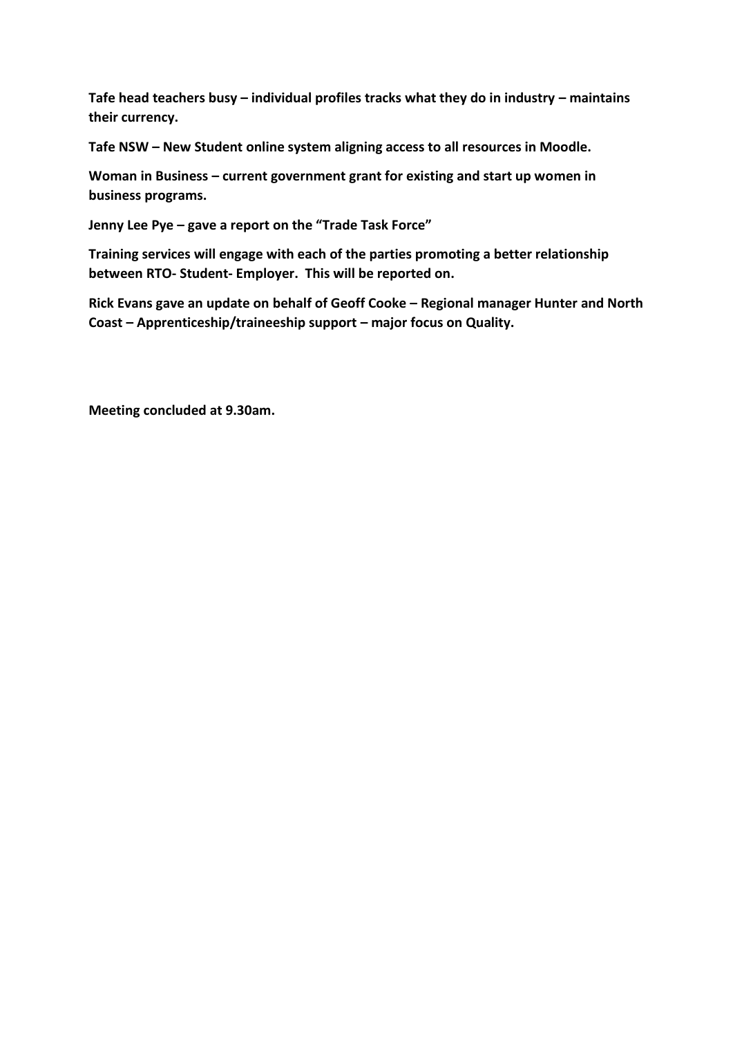**Tafe head teachers busy – individual profiles tracks what they do in industry – maintains their currency.**

**Tafe NSW – New Student online system aligning access to all resources in Moodle.**

**Woman in Business – current government grant for existing and start up women in business programs.**

**Jenny Lee Pye – gave a report on the "Trade Task Force"**

**Training services will engage with each of the parties promoting a better relationship between RTO- Student- Employer. This will be reported on.**

**Rick Evans gave an update on behalf of Geoff Cooke – Regional manager Hunter and North Coast – Apprenticeship/traineeship support – major focus on Quality.**

**Meeting concluded at 9.30am.**